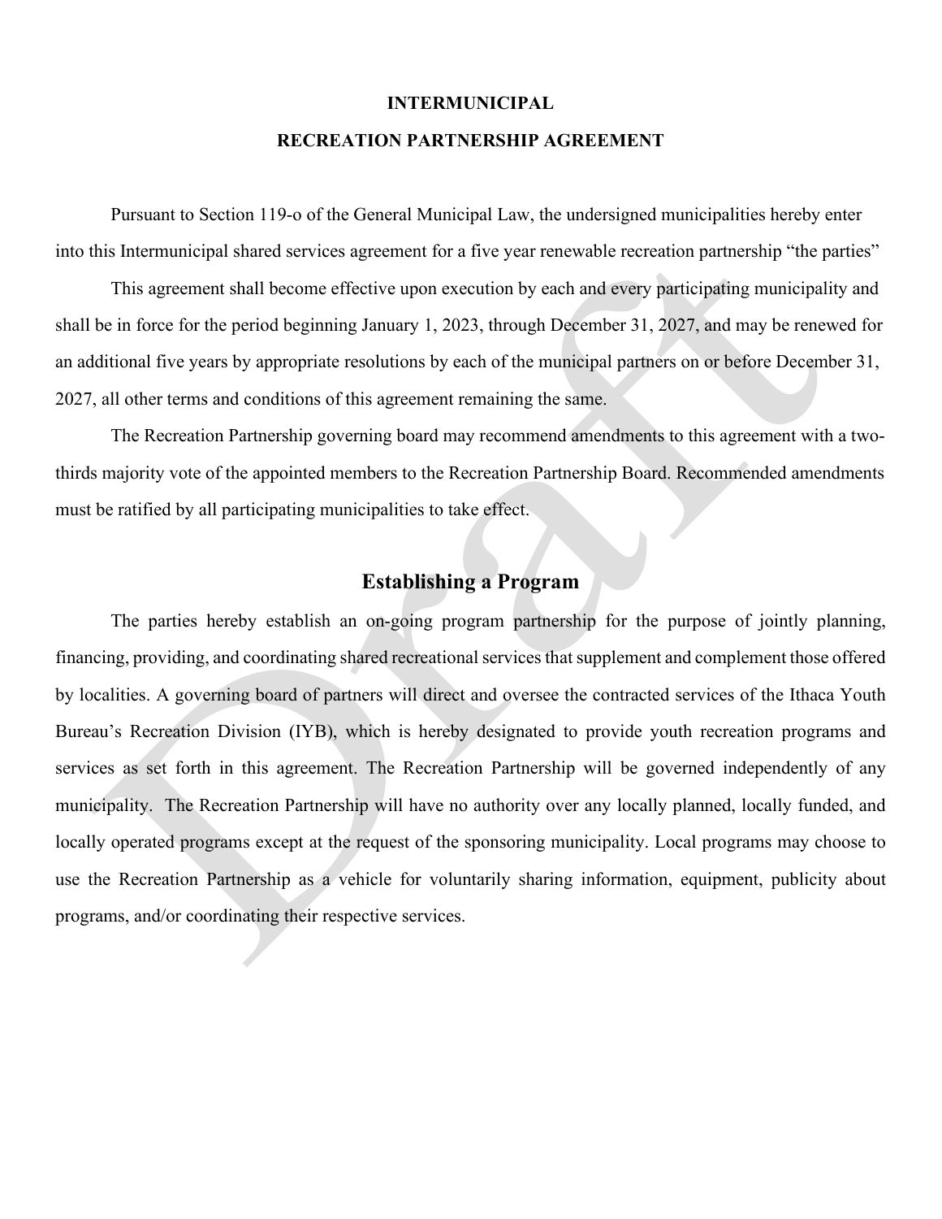**INTERMUNICIPAL**

**RECREATION PARTNERSHIP AGREEMENT**

Pursuant to Section 119-o of the General Municipal Law, the undersigned municipalities hereby enter into this Intermunicipal shared services agreement for a five year renewable recreation partnership "the parties"

This agreement shall become effective upon execution by each and every participating municipality and shall be in force for the period beginning January 1, 2023, through December 31, 2027, and may be renewed for an additional five years by appropriate resolutions by each of the municipal partners on or before December 31, 2027, all other terms and conditions of this agreement remaining the same.

The Recreation Partnership governing board may recommend amendments to this agreement with a two-thirds majority vote of the appointed members to the Recreation Partnership Board. Recommended amendments must be ratified by all participating municipalities to take effect.

## Establishing a Program

The parties hereby establish an on-going program partnership for the purpose of jointly planning, financing, providing, and coordinating shared recreational services that supplement and complement those offered by localities. A governing board of partners will direct and oversee the contracted services of the Ithaca Youth Bureau's Recreation Division (IYB), which is hereby designated to provide youth recreation programs and services as set forth in this agreement. The Recreation Partnership will be governed independently of any municipality. The Recreation Partnership will have no authority over any locally planned, locally funded, and locally operated programs except at the request of the sponsoring municipality. Local programs may choose to use the Recreation Partnership as a vehicle for voluntarily sharing information, equipment, publicity about programs, and/or coordinating their respective services.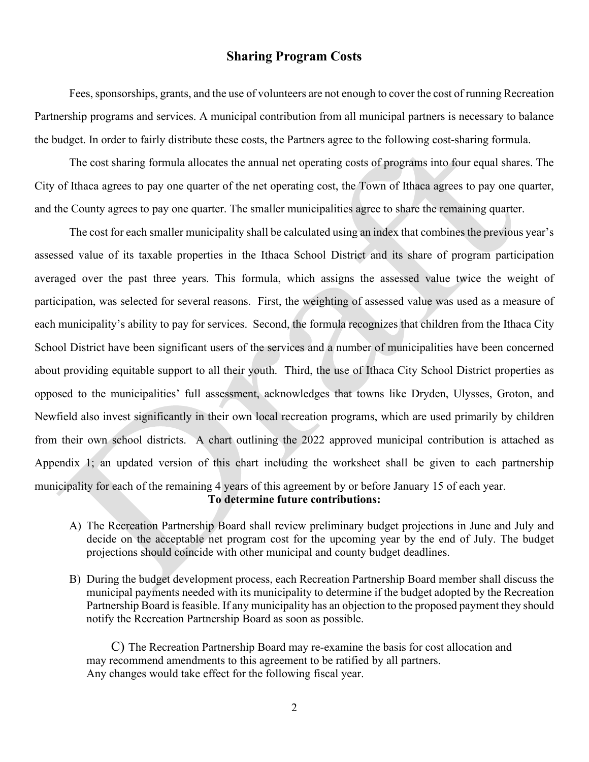## Sharing Program Costs

Fees, sponsorships, grants, and the use of volunteers are not enough to cover the cost of running Recreation Partnership programs and services. A municipal contribution from all municipal partners is necessary to balance the budget. In order to fairly distribute these costs, the Partners agree to the following cost-sharing formula.

The cost sharing formula allocates the annual net operating costs of programs into four equal shares. The City of Ithaca agrees to pay one quarter of the net operating cost, the Town of Ithaca agrees to pay one quarter, and the County agrees to pay one quarter. The smaller municipalities agree to share the remaining quarter.

The cost for each smaller municipality shall be calculated using an index that combines the previous year's assessed value of its taxable properties in the Ithaca School District and its share of program participation averaged over the past three years. This formula, which assigns the assessed value twice the weight of participation, was selected for several reasons. First, the weighting of assessed value was used as a measure of each municipality's ability to pay for services. Second, the formula recognizes that children from the Ithaca City School District have been significant users of the services and a number of municipalities have been concerned about providing equitable support to all their youth. Third, the use of Ithaca City School District properties as opposed to the municipalities' full assessment, acknowledges that towns like Dryden, Ulysses, Groton, and Newfield also invest significantly in their own local recreation programs, which are used primarily by children from their own school districts. A chart outlining the 2022 approved municipal contribution is attached as Appendix 1; an updated version of this chart including the worksheet shall be given to each partnership municipality for each of the remaining 4 years of this agreement by or before January 15 of each year.

**To determine future contributions:**

A) The Recreation Partnership Board shall review preliminary budget projections in June and July and decide on the acceptable net program cost for the upcoming year by the end of July. The budget projections should coincide with other municipal and county budget deadlines.

B) During the budget development process, each Recreation Partnership Board member shall discuss the municipal payments needed with its municipality to determine if the budget adopted by the Recreation Partnership Board is feasible. If any municipality has an objection to the proposed payment they should notify the Recreation Partnership Board as soon as possible.

C) The Recreation Partnership Board may re-examine the basis for cost allocation and may recommend amendments to this agreement to be ratified by all partners. Any changes would take effect for the following fiscal year.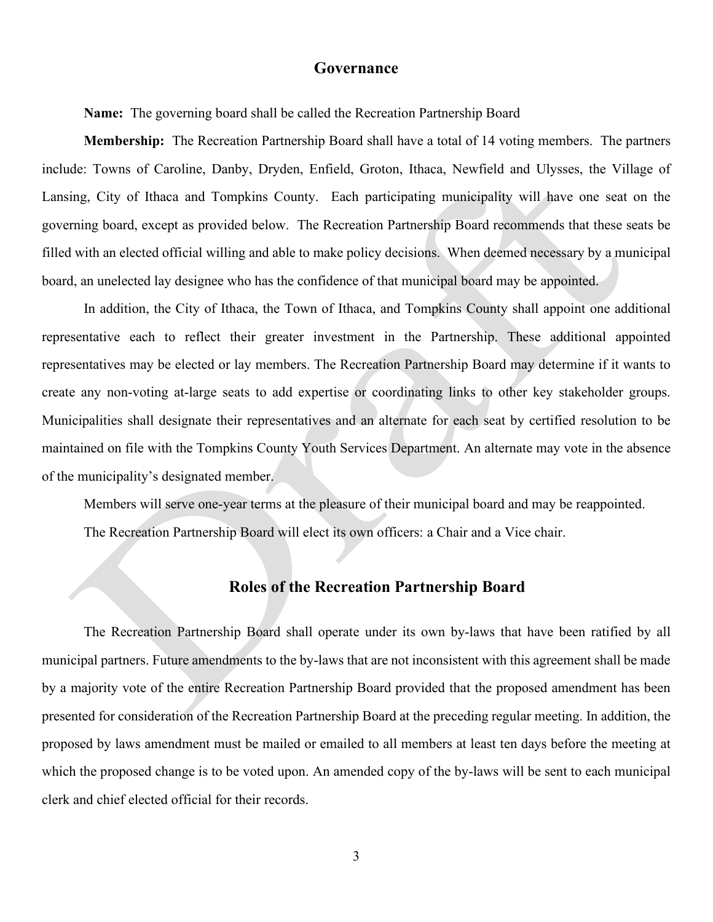## Governance

**Name:** The governing board shall be called the Recreation Partnership Board

**Membership:** The Recreation Partnership Board shall have a total of 14 voting members. The partners include: Towns of Caroline, Danby, Dryden, Enfield, Groton, Ithaca, Newfield and Ulysses, the Village of Lansing, City of Ithaca and Tompkins County. Each participating municipality will have one seat on the governing board, except as provided below. The Recreation Partnership Board recommends that these seats be filled with an elected official willing and able to make policy decisions. When deemed necessary by a municipal board, an unelected lay designee who has the confidence of that municipal board may be appointed.

In addition, the City of Ithaca, the Town of Ithaca, and Tompkins County shall appoint one additional representative each to reflect their greater investment in the Partnership. These additional appointed representatives may be elected or lay members. The Recreation Partnership Board may determine if it wants to create any non-voting at-large seats to add expertise or coordinating links to other key stakeholder groups. Municipalities shall designate their representatives and an alternate for each seat by certified resolution to be maintained on file with the Tompkins County Youth Services Department. An alternate may vote in the absence of the municipality's designated member.

Members will serve one-year terms at the pleasure of their municipal board and may be reappointed.

The Recreation Partnership Board will elect its own officers: a Chair and a Vice chair.

## Roles of the Recreation Partnership Board

The Recreation Partnership Board shall operate under its own by-laws that have been ratified by all municipal partners. Future amendments to the by-laws that are not inconsistent with this agreement shall be made by a majority vote of the entire Recreation Partnership Board provided that the proposed amendment has been presented for consideration of the Recreation Partnership Board at the preceding regular meeting. In addition, the proposed by laws amendment must be mailed or emailed to all members at least ten days before the meeting at which the proposed change is to be voted upon. An amended copy of the by-laws will be sent to each municipal clerk and chief elected official for their records.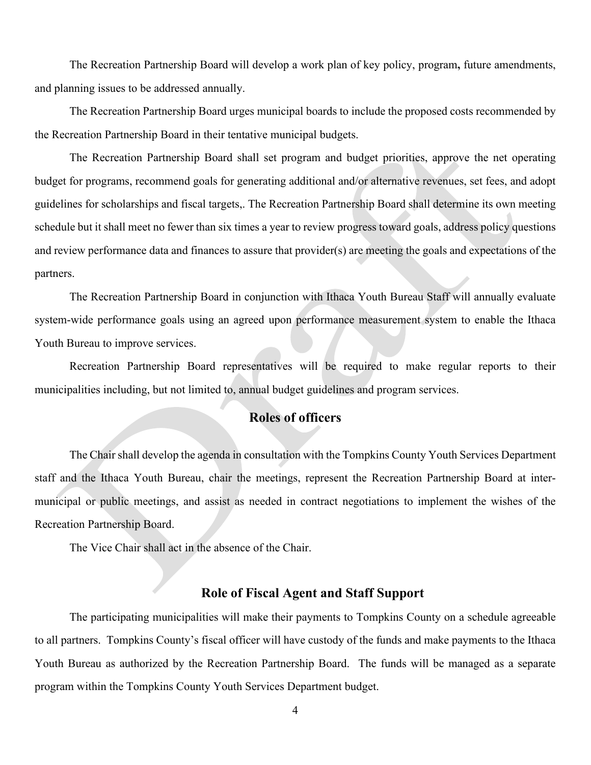The Recreation Partnership Board will develop a work plan of key policy, program**,** future amendments, and planning issues to be addressed annually.

The Recreation Partnership Board urges municipal boards to include the proposed costs recommended by the Recreation Partnership Board in their tentative municipal budgets.

The Recreation Partnership Board shall set program and budget priorities, approve the net operating budget for programs, recommend goals for generating additional and/or alternative revenues, set fees, and adopt guidelines for scholarships and fiscal targets,. The Recreation Partnership Board shall determine its own meeting schedule but it shall meet no fewer than six times a year to review progress toward goals, address policy questions and review performance data and finances to assure that provider(s) are meeting the goals and expectations of the partners.

The Recreation Partnership Board in conjunction with Ithaca Youth Bureau Staff will annually evaluate system-wide performance goals using an agreed upon performance measurement system to enable the Ithaca Youth Bureau to improve services.

Recreation Partnership Board representatives will be required to make regular reports to their municipalities including, but not limited to, annual budget guidelines and program services.

## Roles of officers

The Chair shall develop the agenda in consultation with the Tompkins County Youth Services Department staff and the Ithaca Youth Bureau, chair the meetings, represent the Recreation Partnership Board at inter-municipal or public meetings, and assist as needed in contract negotiations to implement the wishes of the Recreation Partnership Board.

The Vice Chair shall act in the absence of the Chair.

## Role of Fiscal Agent and Staff Support

The participating municipalities will make their payments to Tompkins County on a schedule agreeable to all partners. Tompkins County's fiscal officer will have custody of the funds and make payments to the Ithaca Youth Bureau as authorized by the Recreation Partnership Board. The funds will be managed as a separate program within the Tompkins County Youth Services Department budget.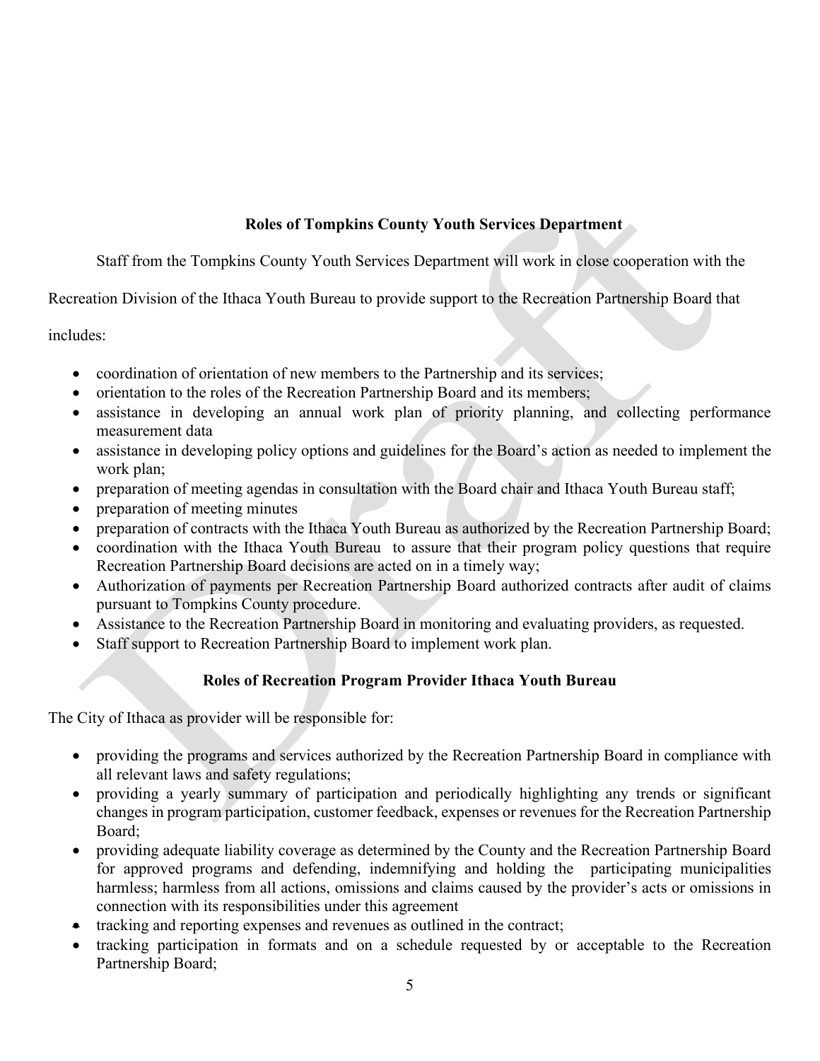**Roles of Tompkins County Youth Services Department**

Staff from the Tompkins County Youth Services Department will work in close cooperation with the Recreation Division of the Ithaca Youth Bureau to provide support to the Recreation Partnership Board that includes:

- coordination of orientation of new members to the Partnership and its services;
- orientation to the roles of the Recreation Partnership Board and its members;
- assistance in developing an annual work plan of priority planning, and collecting performance measurement data
- assistance in developing policy options and guidelines for the Board's action as needed to implement the work plan;
- preparation of meeting agendas in consultation with the Board chair and Ithaca Youth Bureau staff;
- preparation of meeting minutes
- preparation of contracts with the Ithaca Youth Bureau as authorized by the Recreation Partnership Board;
- coordination with the Ithaca Youth Bureau to assure that their program policy questions that require Recreation Partnership Board decisions are acted on in a timely way;
- Authorization of payments per Recreation Partnership Board authorized contracts after audit of claims pursuant to Tompkins County procedure.
- Assistance to the Recreation Partnership Board in monitoring and evaluating providers, as requested.
- Staff support to Recreation Partnership Board to implement work plan.

**Roles of Recreation Program Provider Ithaca Youth Bureau**

The City of Ithaca as provider will be responsible for:

- providing the programs and services authorized by the Recreation Partnership Board in compliance with all relevant laws and safety regulations;
- providing a yearly summary of participation and periodically highlighting any trends or significant changes in program participation, customer feedback, expenses or revenues for the Recreation Partnership Board;
- providing adequate liability coverage as determined by the County and the Recreation Partnership Board for approved programs and defending, indemnifying and holding the participating municipalities harmless; harmless from all actions, omissions and claims caused by the provider's acts or omissions in connection with its responsibilities under this agreement
- tracking and reporting expenses and revenues as outlined in the contract;
- tracking participation in formats and on a schedule requested by or acceptable to the Recreation Partnership Board;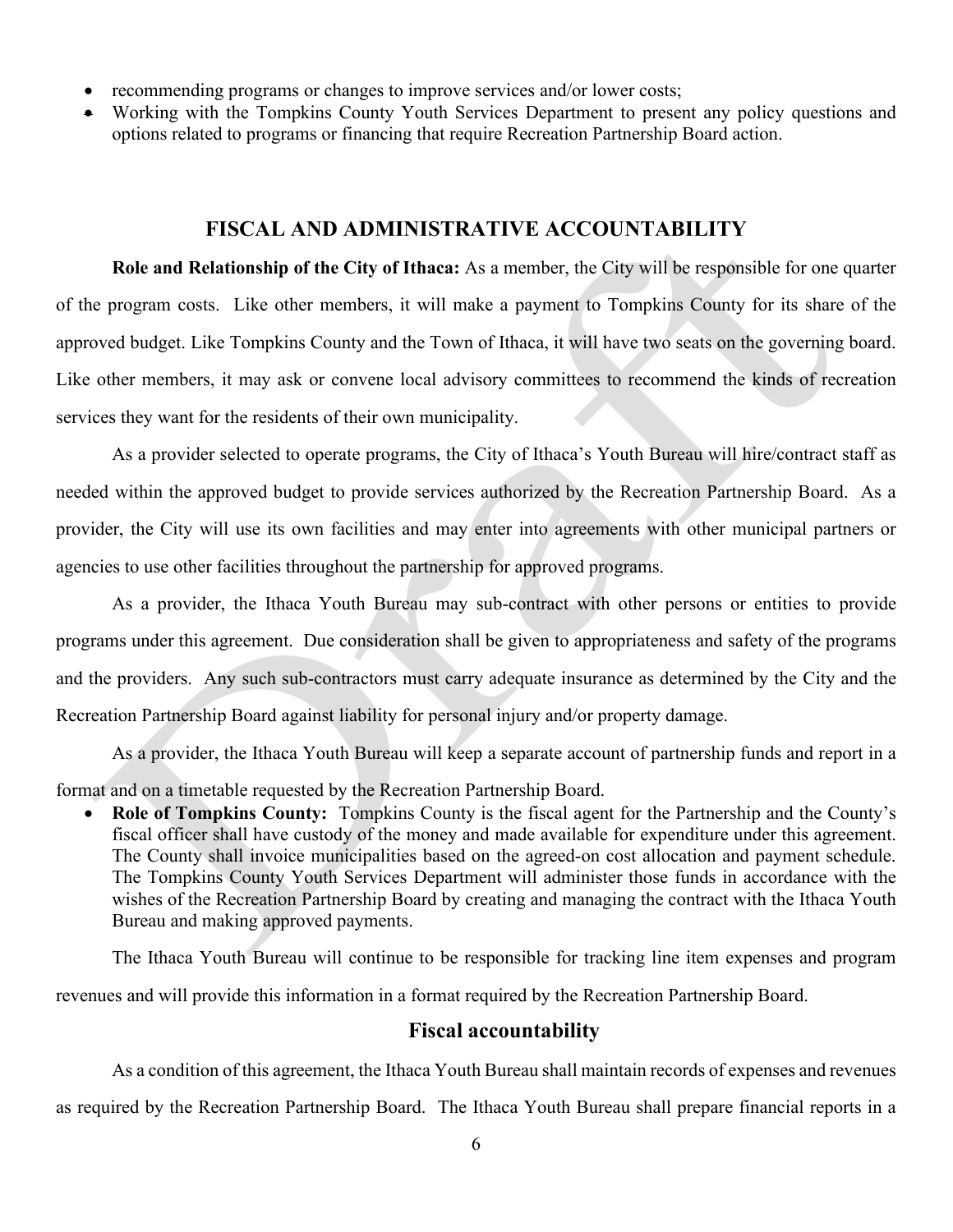- recommending programs or changes to improve services and/or lower costs;
- Working with the Tompkins County Youth Services Department to present any policy questions and options related to programs or financing that require Recreation Partnership Board action.

## FISCAL AND ADMINISTRATIVE ACCOUNTABILITY

**Role and Relationship of the City of Ithaca:** As a member, the City will be responsible for one quarter of the program costs. Like other members, it will make a payment to Tompkins County for its share of the approved budget. Like Tompkins County and the Town of Ithaca, it will have two seats on the governing board. Like other members, it may ask or convene local advisory committees to recommend the kinds of recreation services they want for the residents of their own municipality.

As a provider selected to operate programs, the City of Ithaca's Youth Bureau will hire/contract staff as needed within the approved budget to provide services authorized by the Recreation Partnership Board. As a provider, the City will use its own facilities and may enter into agreements with other municipal partners or agencies to use other facilities throughout the partnership for approved programs.

As a provider, the Ithaca Youth Bureau may sub-contract with other persons or entities to provide programs under this agreement. Due consideration shall be given to appropriateness and safety of the programs and the providers. Any such sub-contractors must carry adequate insurance as determined by the City and the Recreation Partnership Board against liability for personal injury and/or property damage.

As a provider, the Ithaca Youth Bureau will keep a separate account of partnership funds and report in a format and on a timetable requested by the Recreation Partnership Board.

- **Role of Tompkins County:** Tompkins County is the fiscal agent for the Partnership and the County's fiscal officer shall have custody of the money and made available for expenditure under this agreement. The County shall invoice municipalities based on the agreed-on cost allocation and payment schedule. The Tompkins County Youth Services Department will administer those funds in accordance with the wishes of the Recreation Partnership Board by creating and managing the contract with the Ithaca Youth Bureau and making approved payments.

The Ithaca Youth Bureau will continue to be responsible for tracking line item expenses and program revenues and will provide this information in a format required by the Recreation Partnership Board.

### Fiscal accountability

As a condition of this agreement, the Ithaca Youth Bureau shall maintain records of expenses and revenues as required by the Recreation Partnership Board. The Ithaca Youth Bureau shall prepare financial reports in a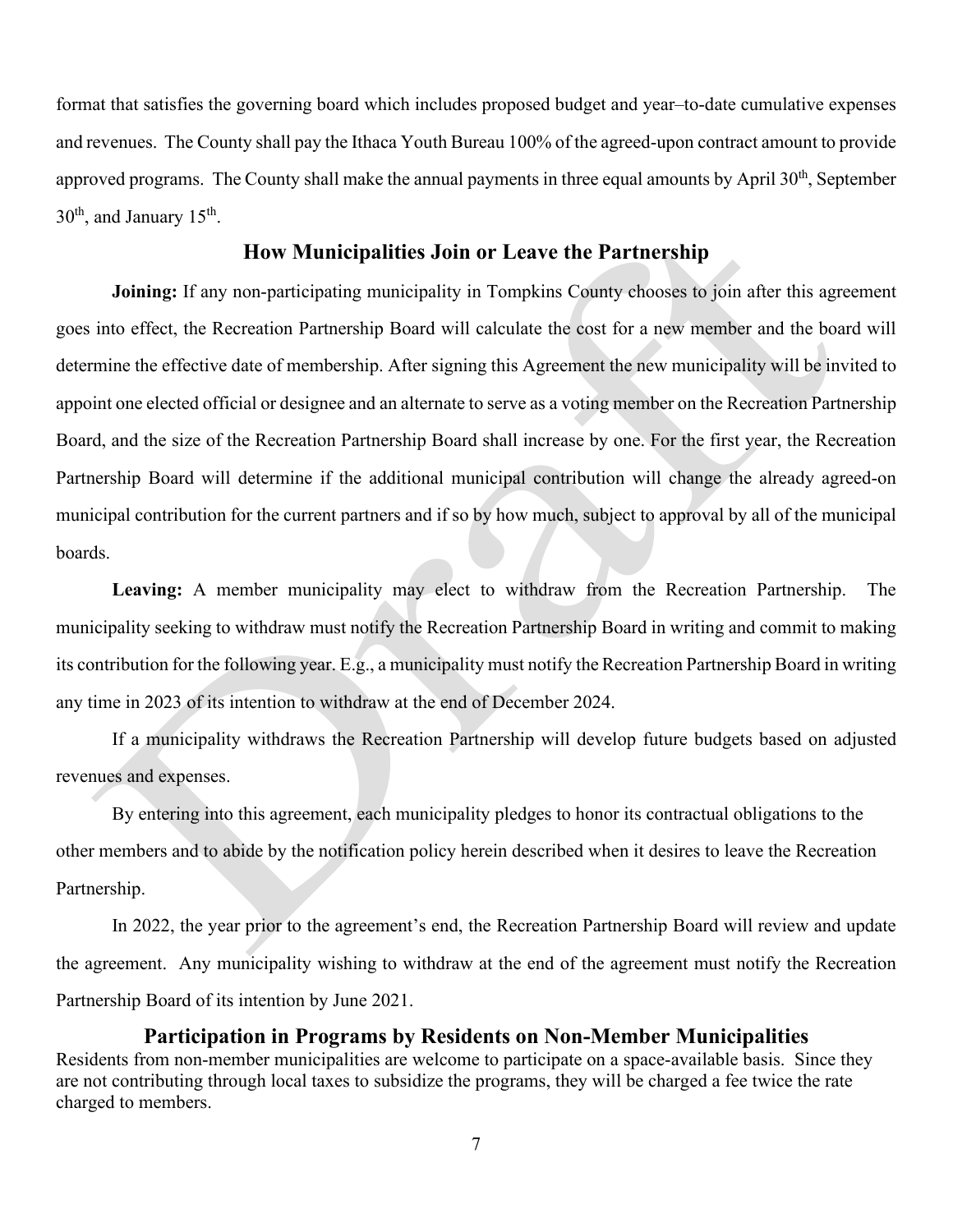format that satisfies the governing board which includes proposed budget and year–to-date cumulative expenses and revenues. The County shall pay the Ithaca Youth Bureau 100% of the agreed-upon contract amount to provide approved programs. The County shall make the annual payments in three equal amounts by April 30th, September 30th, and January 15th.

## How Municipalities Join or Leave the Partnership

**Joining:** If any non-participating municipality in Tompkins County chooses to join after this agreement goes into effect, the Recreation Partnership Board will calculate the cost for a new member and the board will determine the effective date of membership. After signing this Agreement the new municipality will be invited to appoint one elected official or designee and an alternate to serve as a voting member on the Recreation Partnership Board, and the size of the Recreation Partnership Board shall increase by one. For the first year, the Recreation Partnership Board will determine if the additional municipal contribution will change the already agreed-on municipal contribution for the current partners and if so by how much, subject to approval by all of the municipal boards.

**Leaving:** A member municipality may elect to withdraw from the Recreation Partnership. The municipality seeking to withdraw must notify the Recreation Partnership Board in writing and commit to making its contribution for the following year. E.g., a municipality must notify the Recreation Partnership Board in writing any time in 2023 of its intention to withdraw at the end of December 2024.

If a municipality withdraws the Recreation Partnership will develop future budgets based on adjusted revenues and expenses.

By entering into this agreement, each municipality pledges to honor its contractual obligations to the other members and to abide by the notification policy herein described when it desires to leave the Recreation Partnership.

In 2022, the year prior to the agreement's end, the Recreation Partnership Board will review and update the agreement. Any municipality wishing to withdraw at the end of the agreement must notify the Recreation Partnership Board of its intention by June 2021.

## Participation in Programs by Residents on Non-Member Municipalities

Residents from non-member municipalities are welcome to participate on a space-available basis. Since they are not contributing through local taxes to subsidize the programs, they will be charged a fee twice the rate charged to members.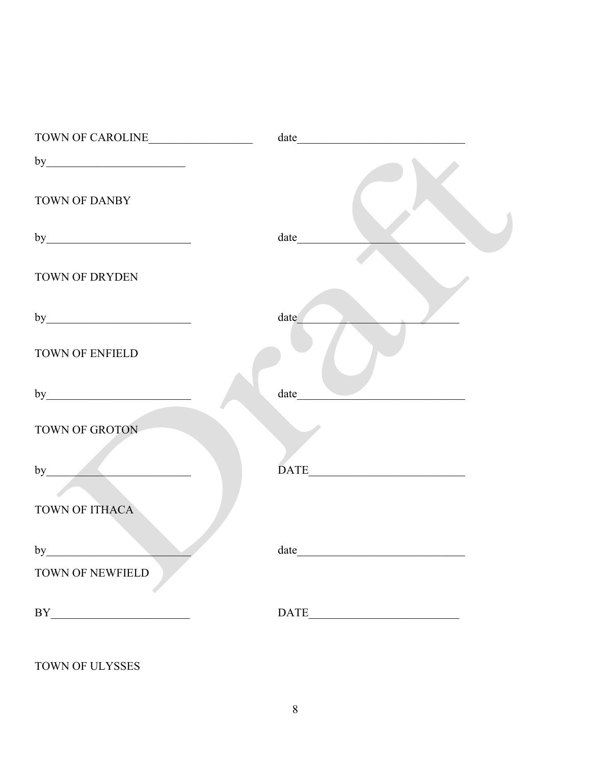TOWN OF CAROLINE__________________ date______________________________

by________________________

TOWN OF DANBY

by__________________________ date______________________________

TOWN OF DRYDEN

by__________________________ date____________________________

TOWN OF ENFIELD

by__________________________ date______________________________

TOWN OF GROTON

by__________________________ DATE___________________________

TOWN OF ITHACA

by__________________________ date______________________________

TOWN OF NEWFIELD

BY________________________ DATE_________________________

TOWN OF ULYSSES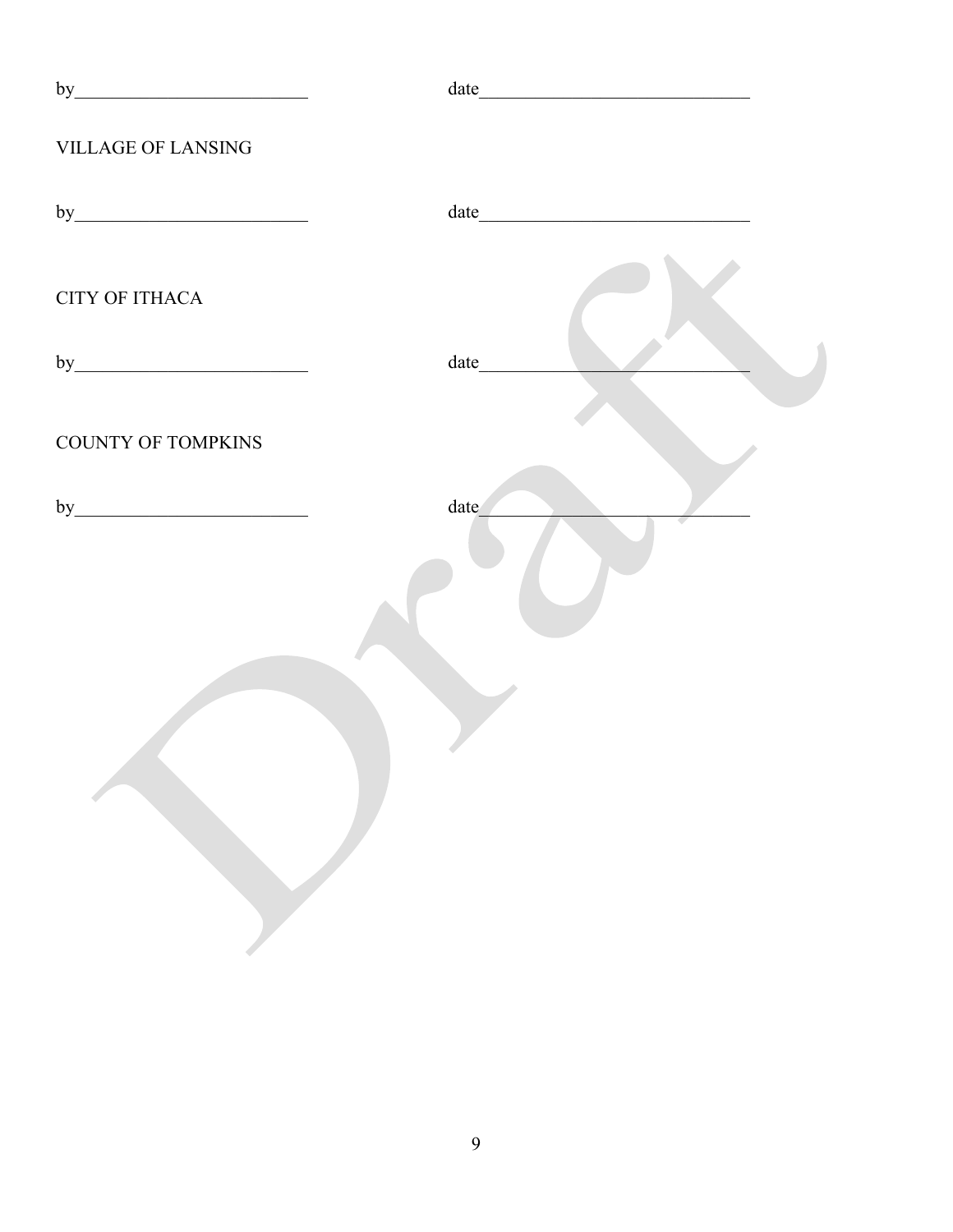by__________________________ date______________________________

VILLAGE OF LANSING

by__________________________ date______________________________

CITY OF ITHACA

by__________________________ date______________________________

COUNTY OF TOMPKINS

by__________________________ date______________________________

Draft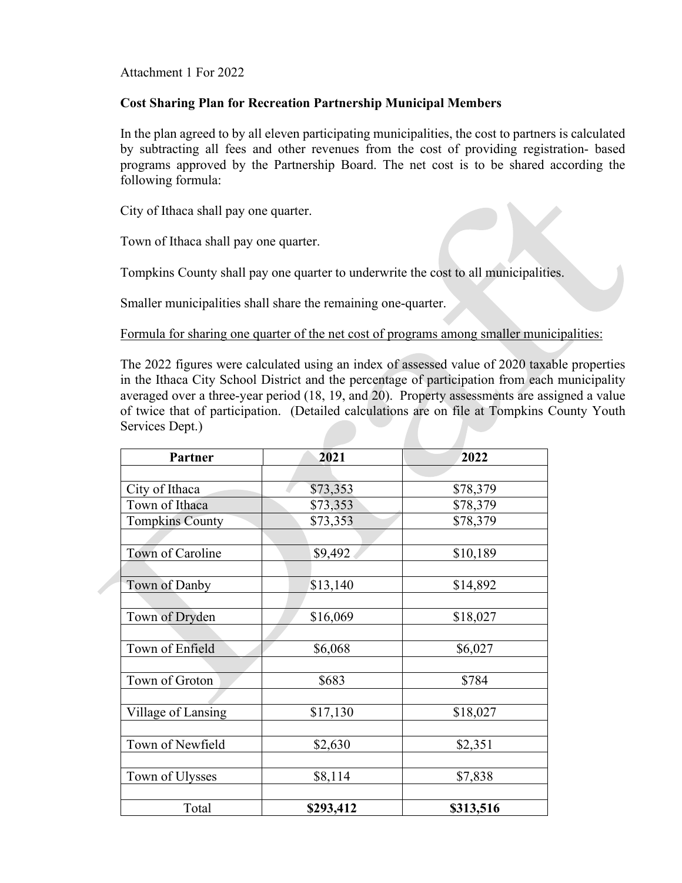Attachment 1 For 2022

**Cost Sharing Plan for Recreation Partnership Municipal Members**

In the plan agreed to by all eleven participating municipalities, the cost to partners is calculated by subtracting all fees and other revenues from the cost of providing registration- based programs approved by the Partnership Board. The net cost is to be shared according the following formula:

City of Ithaca shall pay one quarter.

Town of Ithaca shall pay one quarter.

Tompkins County shall pay one quarter to underwrite the cost to all municipalities.

Smaller municipalities shall share the remaining one-quarter.

Formula for sharing one quarter of the net cost of programs among smaller municipalities:

The 2022 figures were calculated using an index of assessed value of 2020 taxable properties in the Ithaca City School District and the percentage of participation from each municipality averaged over a three-year period (18, 19, and 20). Property assessments are assigned a value of twice that of participation. (Detailed calculations are on file at Tompkins County Youth Services Dept.)

| Partner | 2021 | 2022 |
|---|---|---|
| | | |
| City of Ithaca | $73,353 | $78,379 |
| Town of Ithaca | $73,353 | $78,379 |
| Tompkins County | $73,353 | $78,379 |
| | | |
| Town of Caroline | $9,492 | $10,189 |
| | | |
| Town of Danby | $13,140 | $14,892 |
| | | |
| Town of Dryden | $16,069 | $18,027 |
| | | |
| Town of Enfield | $6,068 | $6,027 |
| | | |
| Town of Groton | $683 | $784 |
| | | |
| Village of Lansing | $17,130 | $18,027 |
| | | |
| Town of Newfield | $2,630 | $2,351 |
| | | |
| Town of Ulysses | $8,114 | $7,838 |
| | | |
| Total | **$293,412** | **$313,516** |